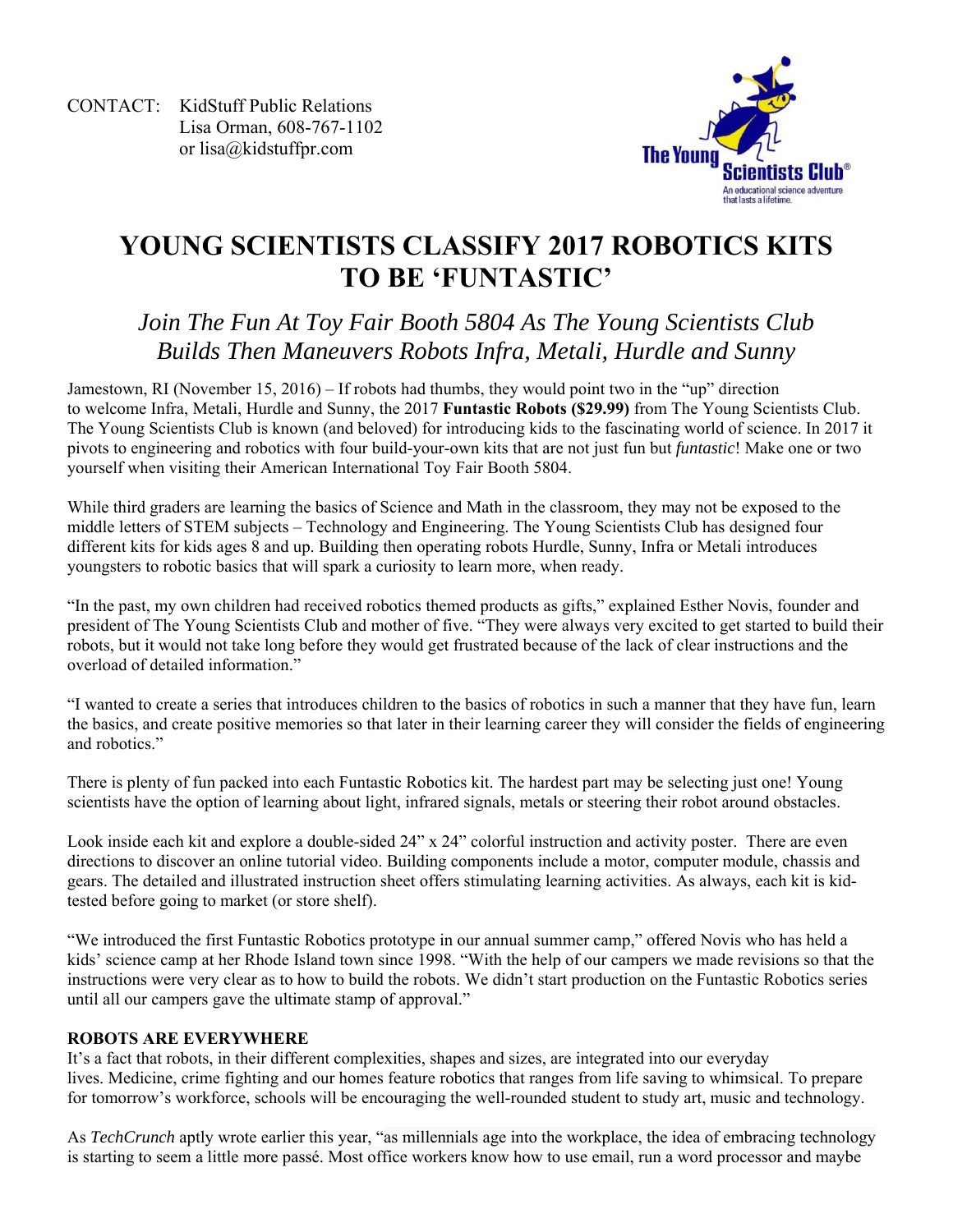CONTACT: KidStuff Public Relations
Lisa Orman, 608-767-1102
or lisa@kidstuffpr.com

The Young Scientists Club®
An educational science adventure that lasts a lifetime.

# YOUNG SCIENTISTS CLASSIFY 2017 ROBOTICS KITS TO BE 'FUNTASTIC'

## *Join The Fun At Toy Fair Booth 5804 As The Young Scientists Club Builds Then Maneuvers Robots Infra, Metali, Hurdle and Sunny*

Jamestown, RI (November 15, 2016) – If robots had thumbs, they would point two in the "up" direction to welcome Infra, Metali, Hurdle and Sunny, the 2017 **Funtastic Robots ($29.99)** from The Young Scientists Club. The Young Scientists Club is known (and beloved) for introducing kids to the fascinating world of science. In 2017 it pivots to engineering and robotics with four build-your-own kits that are not just fun but *funtastic*! Make one or two yourself when visiting their American International Toy Fair Booth 5804.

While third graders are learning the basics of Science and Math in the classroom, they may not be exposed to the middle letters of STEM subjects – Technology and Engineering. The Young Scientists Club has designed four different kits for kids ages 8 and up. Building then operating robots Hurdle, Sunny, Infra or Metali introduces youngsters to robotic basics that will spark a curiosity to learn more, when ready.

"In the past, my own children had received robotics themed products as gifts," explained Esther Novis, founder and president of The Young Scientists Club and mother of five. "They were always very excited to get started to build their robots, but it would not take long before they would get frustrated because of the lack of clear instructions and the overload of detailed information."

"I wanted to create a series that introduces children to the basics of robotics in such a manner that they have fun, learn the basics, and create positive memories so that later in their learning career they will consider the fields of engineering and robotics."

There is plenty of fun packed into each Funtastic Robotics kit. The hardest part may be selecting just one! Young scientists have the option of learning about light, infrared signals, metals or steering their robot around obstacles.

Look inside each kit and explore a double-sided 24" x 24" colorful instruction and activity poster. There are even directions to discover an online tutorial video. Building components include a motor, computer module, chassis and gears. The detailed and illustrated instruction sheet offers stimulating learning activities. As always, each kit is kid-tested before going to market (or store shelf).

"We introduced the first Funtastic Robotics prototype in our annual summer camp," offered Novis who has held a kids' science camp at her Rhode Island town since 1998. "With the help of our campers we made revisions so that the instructions were very clear as to how to build the robots. We didn't start production on the Funtastic Robotics series until all our campers gave the ultimate stamp of approval."

**ROBOTS ARE EVERYWHERE**

It's a fact that robots, in their different complexities, shapes and sizes, are integrated into our everyday lives. Medicine, crime fighting and our homes feature robotics that ranges from life saving to whimsical. To prepare for tomorrow's workforce, schools will be encouraging the well-rounded student to study art, music and technology.

As *TechCrunch* aptly wrote earlier this year, "as millennials age into the workplace, the idea of embracing technology is starting to seem a little more passé. Most office workers know how to use email, run a word processor and maybe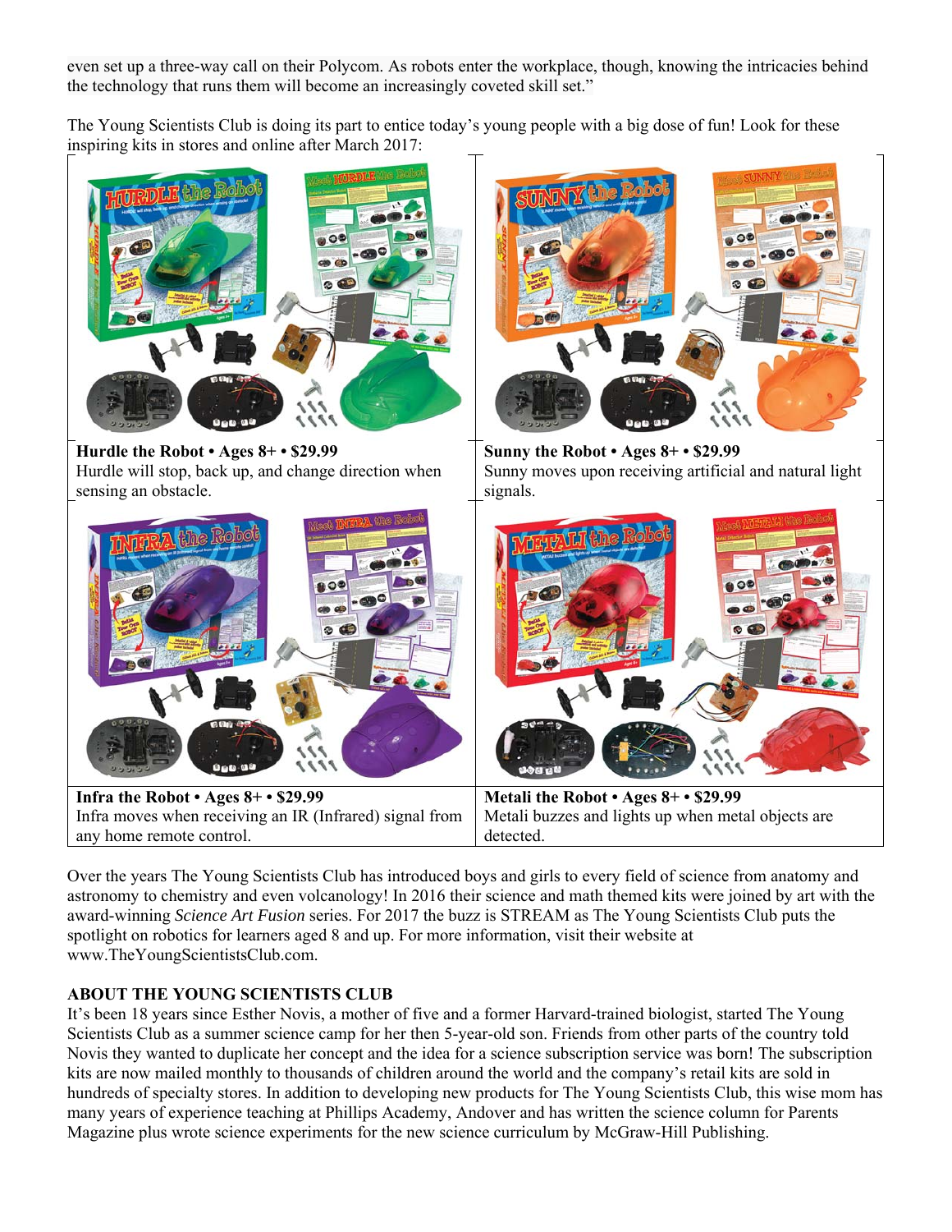even set up a three-way call on their Polycom. As robots enter the workplace, though, knowing the intricacies behind the technology that runs them will become an increasingly coveted skill set."

The Young Scientists Club is doing its part to entice today's young people with a big dose of fun! Look for these inspiring kits in stores and online after March 2017:

| | |
|---|---|
| **Hurdle the Robot • Ages 8+ • $29.99**<br>Hurdle will stop, back up, and change direction when sensing an obstacle. | **Sunny the Robot • Ages 8+ • $29.99**<br>Sunny moves upon receiving artificial and natural light signals. |
| **Infra the Robot • Ages 8+ • $29.99**<br>Infra moves when receiving an IR (Infrared) signal from any home remote control. | **Metali the Robot • Ages 8+ • $29.99**<br>Metali buzzes and lights up when metal objects are detected. |

Over the years The Young Scientists Club has introduced boys and girls to every field of science from anatomy and astronomy to chemistry and even volcanology! In 2016 their science and math themed kits were joined by art with the award-winning *Science Art Fusion* series. For 2017 the buzz is STREAM as The Young Scientists Club puts the spotlight on robotics for learners aged 8 and up. For more information, visit their website at www.TheYoungScientistsClub.com.

**ABOUT THE YOUNG SCIENTISTS CLUB**

It's been 18 years since Esther Novis, a mother of five and a former Harvard-trained biologist, started The Young Scientists Club as a summer science camp for her then 5-year-old son. Friends from other parts of the country told Novis they wanted to duplicate her concept and the idea for a science subscription service was born! The subscription kits are now mailed monthly to thousands of children around the world and the company's retail kits are sold in hundreds of specialty stores. In addition to developing new products for The Young Scientists Club, this wise mom has many years of experience teaching at Phillips Academy, Andover and has written the science column for Parents Magazine plus wrote science experiments for the new science curriculum by McGraw-Hill Publishing.